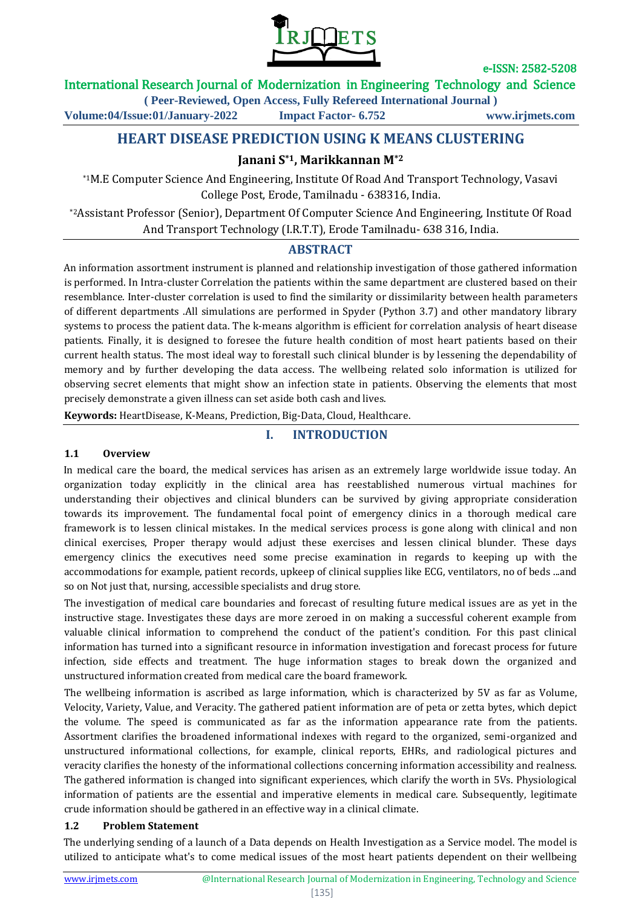# HEART DISEASE PREDICTION USING K MEANS CLUSTERING

**Janani S[*1], Marikkannan M[*2]**

[*1]M.E Computer Science And Engineering, Institute Of Road And Transport Technology, Vasavi College Post, Erode, Tamilnadu - 638316, India.

[*2]Assistant Professor (Senior), Department Of Computer Science And Engineering, Institute Of Road And Transport Technology (I.R.T.T), Erode Tamilnadu- 638 316, India.

## ABSTRACT

An information assortment instrument is planned and relationship investigation of those gathered information is performed. In Intra-cluster Correlation the patients within the same department are clustered based on their resemblance. Inter-cluster correlation is used to find the similarity or dissimilarity between health parameters of different departments .All simulations are performed in Spyder (Python 3.7) and other mandatory library systems to process the patient data. The k-means algorithm is efficient for correlation analysis of heart disease patients. Finally, it is designed to foresee the future health condition of most heart patients based on their current health status. The most ideal way to forestall such clinical blunder is by lessening the dependability of memory and by further developing the data access. The wellbeing related solo information is utilized for observing secret elements that might show an infection state in patients. Observing the elements that most precisely demonstrate a given illness can set aside both cash and lives.

**Keywords:** HeartDisease, K-Means, Prediction, Big-Data, Cloud, Healthcare.

## I. INTRODUCTION

### 1.1 Overview

In medical care the board, the medical services has arisen as an extremely large worldwide issue today. An organization today explicitly in the clinical area has reestablished numerous virtual machines for understanding their objectives and clinical blunders can be survived by giving appropriate consideration towards its improvement. The fundamental focal point of emergency clinics in a thorough medical care framework is to lessen clinical mistakes. In the medical services process is gone along with clinical and non clinical exercises, Proper therapy would adjust these exercises and lessen clinical blunder. These days emergency clinics the executives need some precise examination in regards to keeping up with the accommodations for example, patient records, upkeep of clinical supplies like ECG, ventilators, no of beds ...and so on Not just that, nursing, accessible specialists and drug store.

The investigation of medical care boundaries and forecast of resulting future medical issues are as yet in the instructive stage. Investigates these days are more zeroed in on making a successful coherent example from valuable clinical information to comprehend the conduct of the patient's condition. For this past clinical information has turned into a significant resource in information investigation and forecast process for future infection, side effects and treatment. The huge information stages to break down the organized and unstructured information created from medical care the board framework.

The wellbeing information is ascribed as large information, which is characterized by 5V as far as Volume, Velocity, Variety, Value, and Veracity. The gathered patient information are of peta or zetta bytes, which depict the volume. The speed is communicated as far as the information appearance rate from the patients. Assortment clarifies the broadened informational indexes with regard to the organized, semi-organized and unstructured informational collections, for example, clinical reports, EHRs, and radiological pictures and veracity clarifies the honesty of the informational collections concerning information accessibility and realness. The gathered information is changed into significant experiences, which clarify the worth in 5Vs. Physiological information of patients are the essential and imperative elements in medical care. Subsequently, legitimate crude information should be gathered in an effective way in a clinical climate.

### 1.2 Problem Statement

The underlying sending of a launch of a Data depends on Health Investigation as a Service model. The model is utilized to anticipate what's to come medical issues of the most heart patients dependent on their wellbeing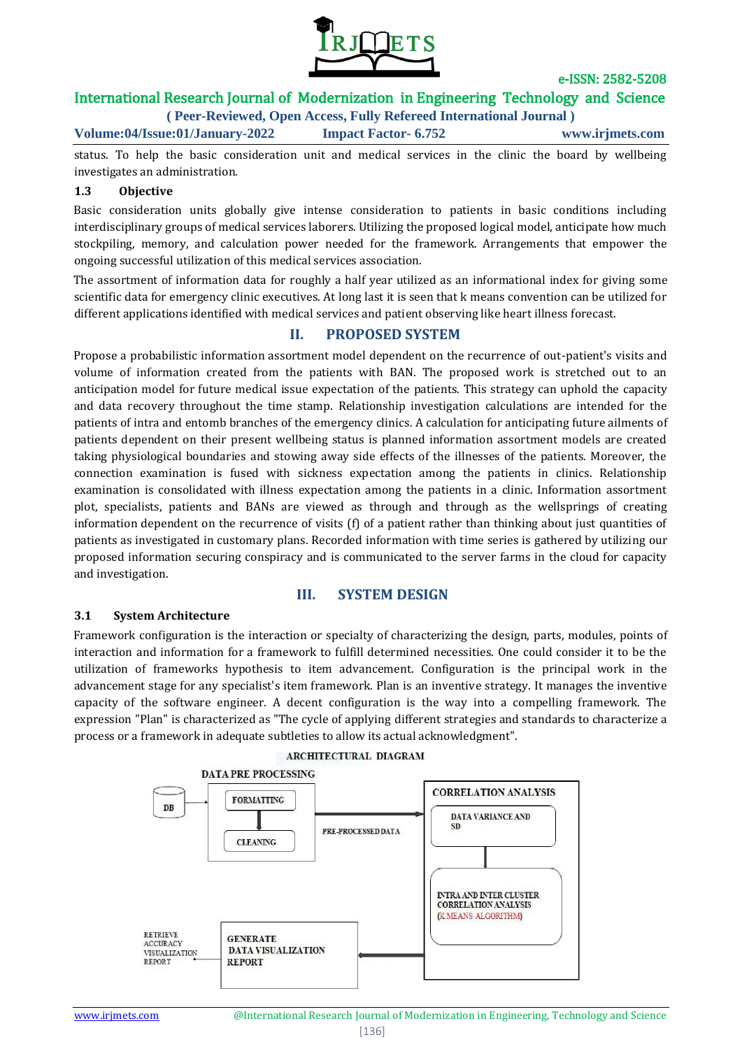status. To help the basic consideration unit and medical services in the clinic the board by wellbeing investigates an administration.

### 1.3 Objective

Basic consideration units globally give intense consideration to patients in basic conditions including interdisciplinary groups of medical services laborers. Utilizing the proposed logical model, anticipate how much stockpiling, memory, and calculation power needed for the framework. Arrangements that empower the ongoing successful utilization of this medical services association.

The assortment of information data for roughly a half year utilized as an informational index for giving some scientific data for emergency clinic executives. At long last it is seen that k means convention can be utilized for different applications identified with medical services and patient observing like heart illness forecast.

## II. PROPOSED SYSTEM

Propose a probabilistic information assortment model dependent on the recurrence of out-patient's visits and volume of information created from the patients with BAN. The proposed work is stretched out to an anticipation model for future medical issue expectation of the patients. This strategy can uphold the capacity and data recovery throughout the time stamp. Relationship investigation calculations are intended for the patients of intra and entomb branches of the emergency clinics. A calculation for anticipating future ailments of patients dependent on their present wellbeing status is planned information assortment models are created taking physiological boundaries and stowing away side effects of the illnesses of the patients. Moreover, the connection examination is fused with sickness expectation among the patients in clinics. Relationship examination is consolidated with illness expectation among the patients in a clinic. Information assortment plot, specialists, patients and BANs are viewed as through and through as the wellsprings of creating information dependent on the recurrence of visits (f) of a patient rather than thinking about just quantities of patients as investigated in customary plans. Recorded information with time series is gathered by utilizing our proposed information securing conspiracy and is communicated to the server farms in the cloud for capacity and investigation.

## III. SYSTEM DESIGN

### 3.1 System Architecture

Framework configuration is the interaction or specialty of characterizing the design, parts, modules, points of interaction and information for a framework to fulfill determined necessities. One could consider it to be the utilization of frameworks hypothesis to item advancement. Configuration is the principal work in the advancement stage for any specialist's item framework. Plan is an inventive strategy. It manages the inventive capacity of the software engineer. A decent configuration is the way into a compelling framework. The expression "Plan" is characterized as "The cycle of applying different strategies and standards to characterize a process or a framework in adequate subtleties to allow its actual acknowledgment".

ARCHITECTURAL DIAGRAM

DATA PRE PROCESSING

DB

FORMATTING

CLEANING

PRE-PROCESSED DATA

CORRELATION ANALYSIS

DATA VARIANCE AND SD

INTRA AND INTER CLUSTER CORRELATION ANALYSIS (K MEANS ALGORITHM)

GENERATE DATA VISUALIZATION REPORT

RETRIEVE ACCURACY VISUALIZATION REPORT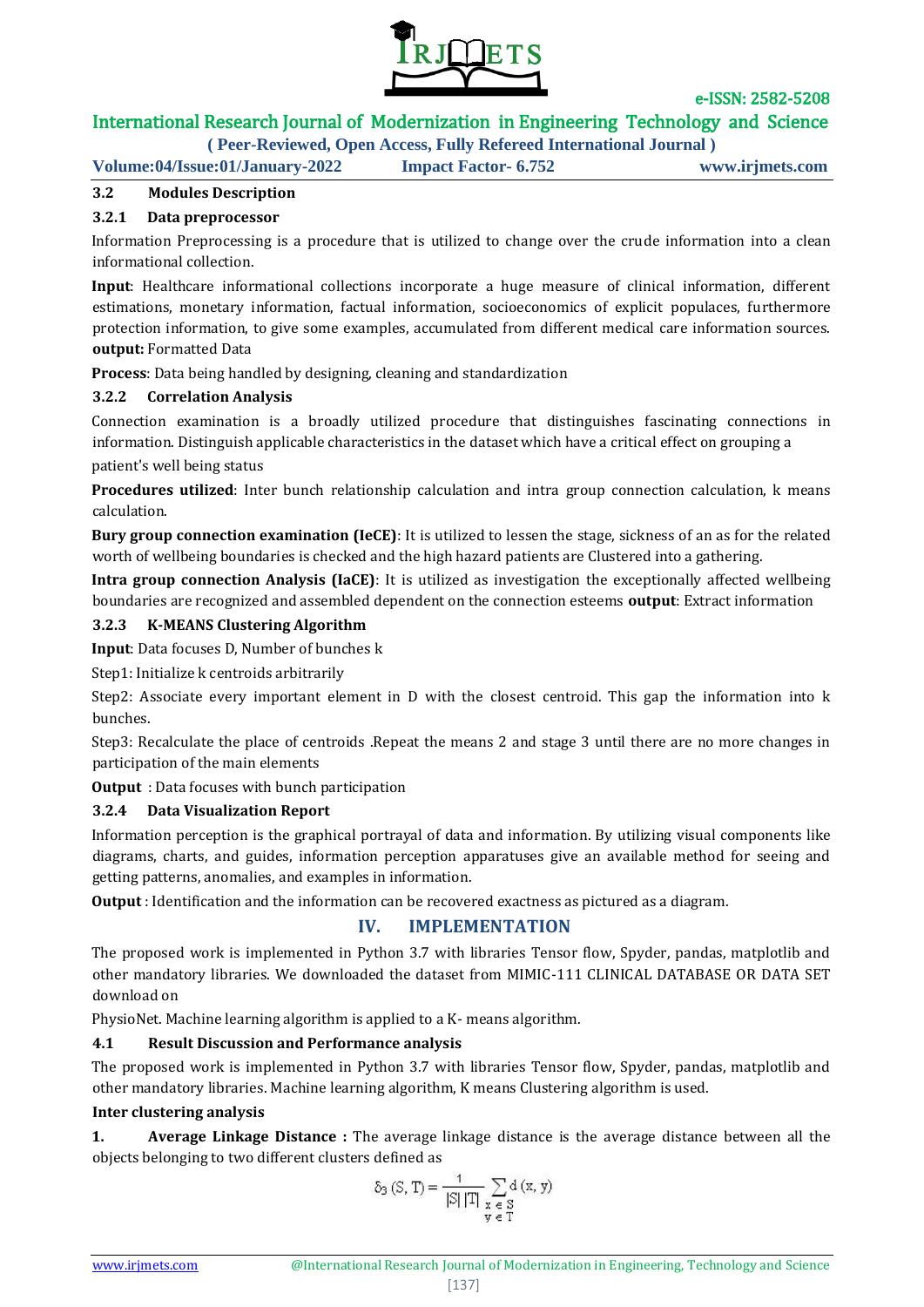### 3.2 Modules Description

#### 3.2.1 Data preprocessor

Information Preprocessing is a procedure that is utilized to change over the crude information into a clean informational collection.

**Input**: Healthcare informational collections incorporate a huge measure of clinical information, different estimations, monetary information, factual information, socioeconomics of explicit populaces, furthermore protection information, to give some examples, accumulated from different medical care information sources. **output:** Formatted Data

**Process**: Data being handled by designing, cleaning and standardization

#### 3.2.2 Correlation Analysis

Connection examination is a broadly utilized procedure that distinguishes fascinating connections in information. Distinguish applicable characteristics in the dataset which have a critical effect on grouping a patient's well being status

**Procedures utilized**: Inter bunch relationship calculation and intra group connection calculation, k means calculation.

**Bury group connection examination (IeCE)**: It is utilized to lessen the stage, sickness of an as for the related worth of wellbeing boundaries is checked and the high hazard patients are Clustered into a gathering.

**Intra group connection Analysis (IaCE)**: It is utilized as investigation the exceptionally affected wellbeing boundaries are recognized and assembled dependent on the connection esteems **output**: Extract information

#### 3.2.3 K-MEANS Clustering Algorithm

**Input**: Data focuses D, Number of bunches k

Step1: Initialize k centroids arbitrarily

Step2: Associate every important element in D with the closest centroid. This gap the information into k bunches.

Step3: Recalculate the place of centroids .Repeat the means 2 and stage 3 until there are no more changes in participation of the main elements

**Output** : Data focuses with bunch participation

#### 3.2.4 Data Visualization Report

Information perception is the graphical portrayal of data and information. By utilizing visual components like diagrams, charts, and guides, information perception apparatuses give an available method for seeing and getting patterns, anomalies, and examples in information.

**Output** : Identification and the information can be recovered exactness as pictured as a diagram.

## IV. IMPLEMENTATION

The proposed work is implemented in Python 3.7 with libraries Tensor flow, Spyder, pandas, matplotlib and other mandatory libraries. We downloaded the dataset from MIMIC-111 CLINICAL DATABASE OR DATA SET download on

PhysioNet. Machine learning algorithm is applied to a K- means algorithm.

### 4.1 Result Discussion and Performance analysis

The proposed work is implemented in Python 3.7 with libraries Tensor flow, Spyder, pandas, matplotlib and other mandatory libraries. Machine learning algorithm, K means Clustering algorithm is used.

**Inter clustering analysis**

**1. Average Linkage Distance :** The average linkage distance is the average distance between all the objects belonging to two different clusters defined as

$$\delta_3(S, T) = \frac{1}{|S|\,|T|} \sum_{\substack{x \in S \\ y \in T}} d(x, y)$$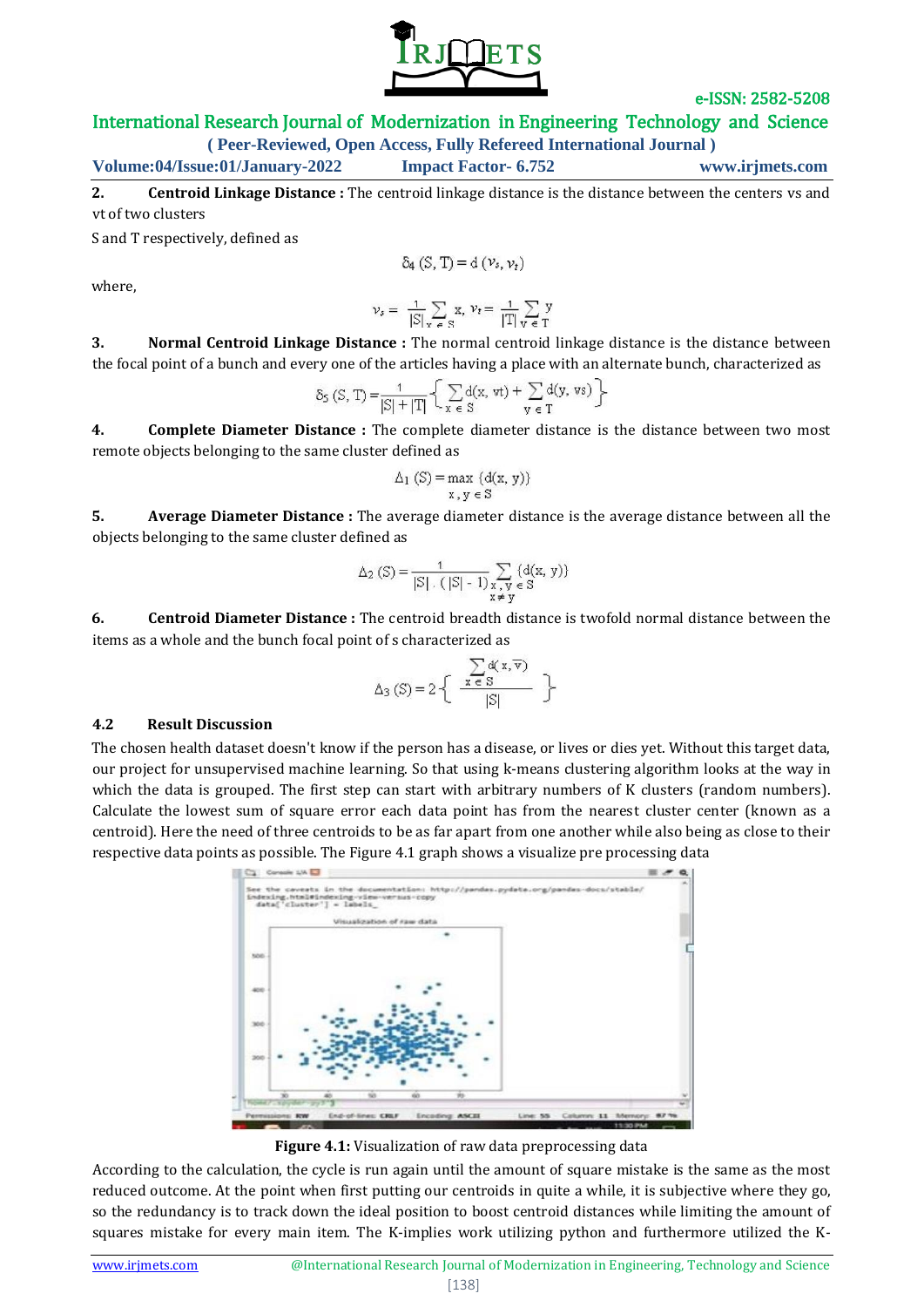**2. Centroid Linkage Distance :** The centroid linkage distance is the distance between the centers vs and vt of two clusters

S and T respectively, defined as

$$\delta_4 (S, T) = d(\nu_s, \nu_t)$$

where,

$$\nu_s = \frac{1}{|S|}\sum_{x \in S} x, \; \nu_t = \frac{1}{|T|}\sum_{y \in T} y$$

**3. Normal Centroid Linkage Distance :** The normal centroid linkage distance is the distance between the focal point of a bunch and every one of the articles having a place with an alternate bunch, characterized as

$$\delta_5 (S, T) = \frac{1}{|S| + |T|}\left\{ \sum_{x \in S} d(x, vt) + \sum_{y \in T} d(y, vs) \right\}$$

**4. Complete Diameter Distance :** The complete diameter distance is the distance between two most remote objects belonging to the same cluster defined as

$$\Delta_1 (S) = \max_{x, y \in S} \{d(x, y)\}$$

**5. Average Diameter Distance :** The average diameter distance is the average distance between all the objects belonging to the same cluster defined as

$$\Delta_2 (S) = \frac{1}{|S| \cdot (|S| - 1)} \sum_{\substack{x, y \in S \\ x \neq y}} \{d(x, y)\}$$

**6. Centroid Diameter Distance :** The centroid breadth distance is twofold normal distance between the items as a whole and the bunch focal point of s characterized as

$$\Delta_3 (S) = 2\left\{ \frac{\sum_{x \in S} d(x, \overline{v})}{|S|} \right\}$$

### 4.2 Result Discussion

The chosen health dataset doesn't know if the person has a disease, or lives or dies yet. Without this target data, our project for unsupervised machine learning. So that using k-means clustering algorithm looks at the way in which the data is grouped. The first step can start with arbitrary numbers of K clusters (random numbers). Calculate the lowest sum of square error each data point has from the nearest cluster center (known as a centroid). Here the need of three centroids to be as far apart from one another while also being as close to their respective data points as possible. The Figure 4.1 graph shows a visualize pre processing data

**Figure 4.1:** Visualization of raw data preprocessing data

According to the calculation, the cycle is run again until the amount of square mistake is the same as the most reduced outcome. At the point when first putting our centroids in quite a while, it is subjective where they go, so the redundancy is to track down the ideal position to boost centroid distances while limiting the amount of squares mistake for every main item. The K-implies work utilizing python and furthermore utilized the K-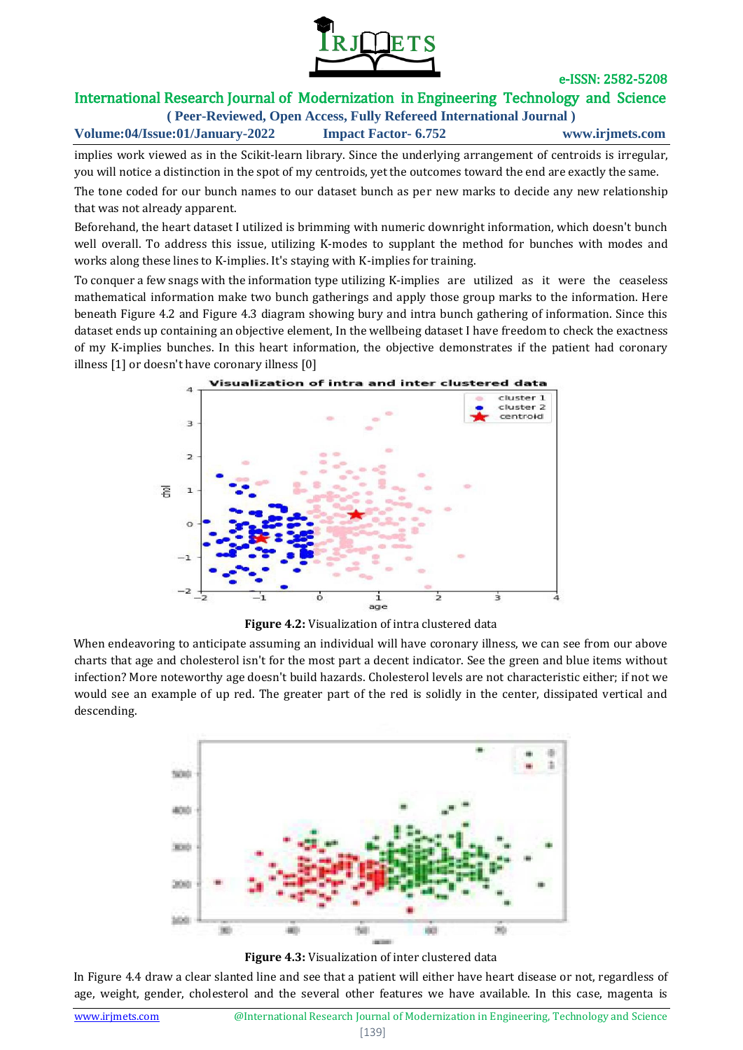implies work viewed as in the Scikit-learn library. Since the underlying arrangement of centroids is irregular, you will notice a distinction in the spot of my centroids, yet the outcomes toward the end are exactly the same.

The tone coded for our bunch names to our dataset bunch as per new marks to decide any new relationship that was not already apparent.

Beforehand, the heart dataset I utilized is brimming with numeric downright information, which doesn't bunch well overall. To address this issue, utilizing K-modes to supplant the method for bunches with modes and works along these lines to K-implies. It's staying with K-implies for training.

To conquer a few snags with the information type utilizing K-implies are utilized as it were the ceaseless mathematical information make two bunch gatherings and apply those group marks to the information. Here beneath Figure 4.2 and Figure 4.3 diagram showing bury and intra bunch gathering of information. Since this dataset ends up containing an objective element, In the wellbeing dataset I have freedom to check the exactness of my K-implies bunches. In this heart information, the objective demonstrates if the patient had coronary illness [1] or doesn't have coronary illness [0]

**Figure 4.2:** Visualization of intra clustered data

When endeavoring to anticipate assuming an individual will have coronary illness, we can see from our above charts that age and cholesterol isn't for the most part a decent indicator. See the green and blue items without infection? More noteworthy age doesn't build hazards. Cholesterol levels are not characteristic either; if not we would see an example of up red. The greater part of the red is solidly in the center, dissipated vertical and descending.

**Figure 4.3:** Visualization of inter clustered data

In Figure 4.4 draw a clear slanted line and see that a patient will either have heart disease or not, regardless of age, weight, gender, cholesterol and the several other features we have available. In this case, magenta is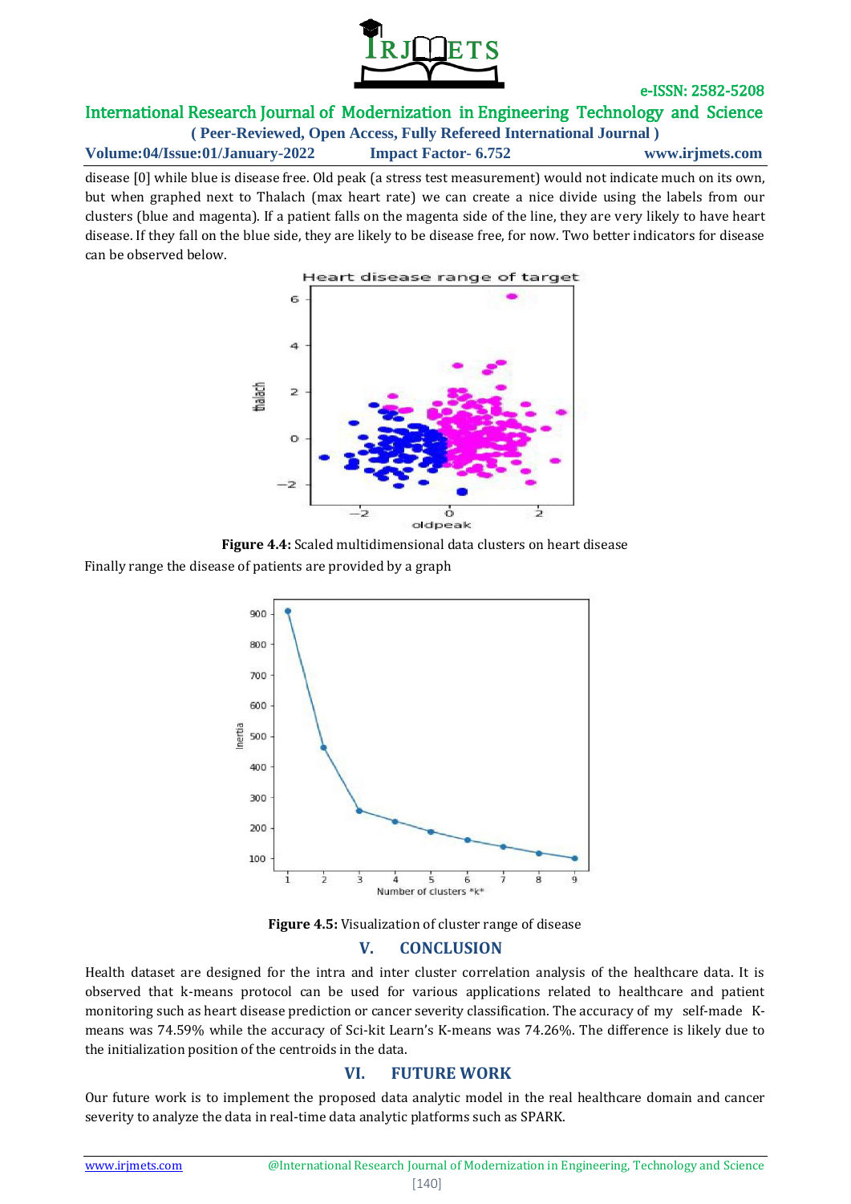disease [0] while blue is disease free. Old peak (a stress test measurement) would not indicate much on its own, but when graphed next to Thalach (max heart rate) we can create a nice divide using the labels from our clusters (blue and magenta). If a patient falls on the magenta side of the line, they are very likely to have heart disease. If they fall on the blue side, they are likely to be disease free, for now. Two better indicators for disease can be observed below.

**Figure 4.4:** Scaled multidimensional data clusters on heart disease

Finally range the disease of patients are provided by a graph

**Figure 4.5:** Visualization of cluster range of disease

## V. CONCLUSION

Health dataset are designed for the intra and inter cluster correlation analysis of the healthcare data. It is observed that k-means protocol can be used for various applications related to healthcare and patient monitoring such as heart disease prediction or cancer severity classification. The accuracy of my self-made K-means was 74.59% while the accuracy of Sci-kit Learn's K-means was 74.26%. The difference is likely due to the initialization position of the centroids in the data.

## VI. FUTURE WORK

Our future work is to implement the proposed data analytic model in the real healthcare domain and cancer severity to analyze the data in real-time data analytic platforms such as SPARK.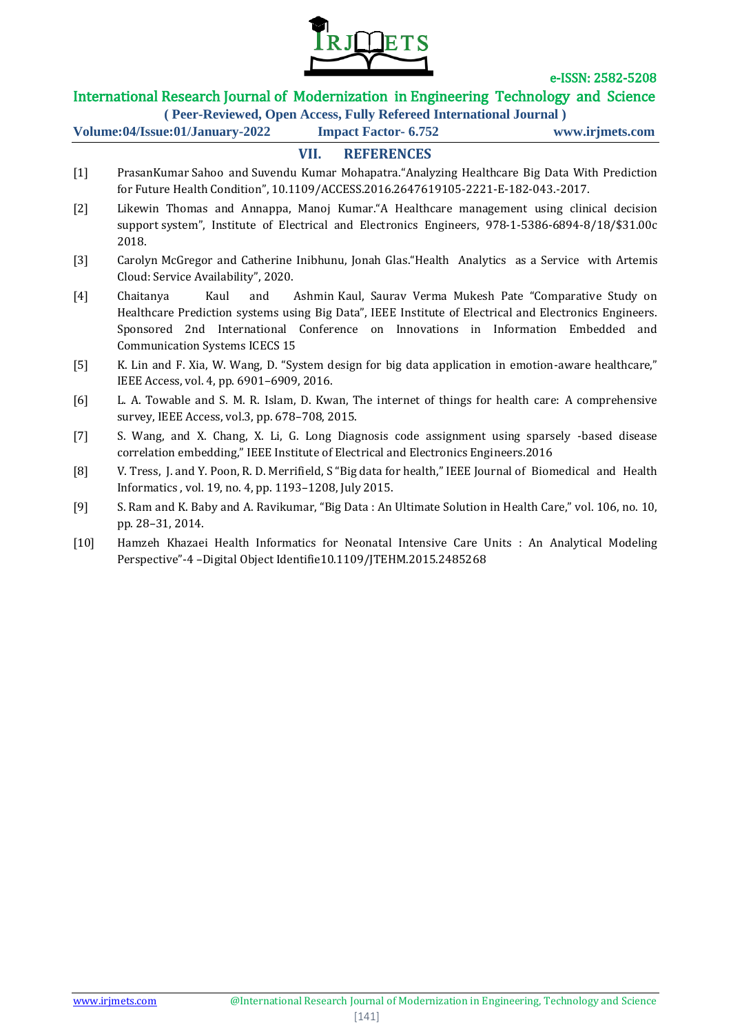## VII. REFERENCES

[1] PrasanKumar Sahoo and Suvendu Kumar Mohapatra."Analyzing Healthcare Big Data With Prediction for Future Health Condition", 10.1109/ACCESS.2016.2647619105-2221-E-182-043.-2017.

[2] Likewin Thomas and Annappa, Manoj Kumar."A Healthcare management using clinical decision support system", Institute of Electrical and Electronics Engineers, 978-1-5386-6894-8/18/$31.00c 2018.

[3] Carolyn McGregor and Catherine Inibhunu, Jonah Glas."Health Analytics as a Service with Artemis Cloud: Service Availability", 2020.

[4] Chaitanya Kaul and Ashmin Kaul, Saurav Verma Mukesh Pate "Comparative Study on Healthcare Prediction systems using Big Data", IEEE Institute of Electrical and Electronics Engineers. Sponsored 2nd International Conference on Innovations in Information Embedded and Communication Systems ICECS 15

[5] K. Lin and F. Xia, W. Wang, D. "System design for big data application in emotion-aware healthcare," IEEE Access, vol. 4, pp. 6901–6909, 2016.

[6] L. A. Towable and S. M. R. Islam, D. Kwan, The internet of things for health care: A comprehensive survey, IEEE Access, vol.3, pp. 678–708, 2015.

[7] S. Wang, and X. Chang, X. Li, G. Long Diagnosis code assignment using sparsely -based disease correlation embedding," IEEE Institute of Electrical and Electronics Engineers.2016

[8] V. Tress, J. and Y. Poon, R. D. Merrifield, S "Big data for health," IEEE Journal of Biomedical and Health Informatics , vol. 19, no. 4, pp. 1193–1208, July 2015.

[9] S. Ram and K. Baby and A. Ravikumar, "Big Data : An Ultimate Solution in Health Care," vol. 106, no. 10, pp. 28–31, 2014.

[10] Hamzeh Khazaei Health Informatics for Neonatal Intensive Care Units : An Analytical Modeling Perspective"-4 –Digital Object Identifie10.1109/JTEHM.2015.2485268